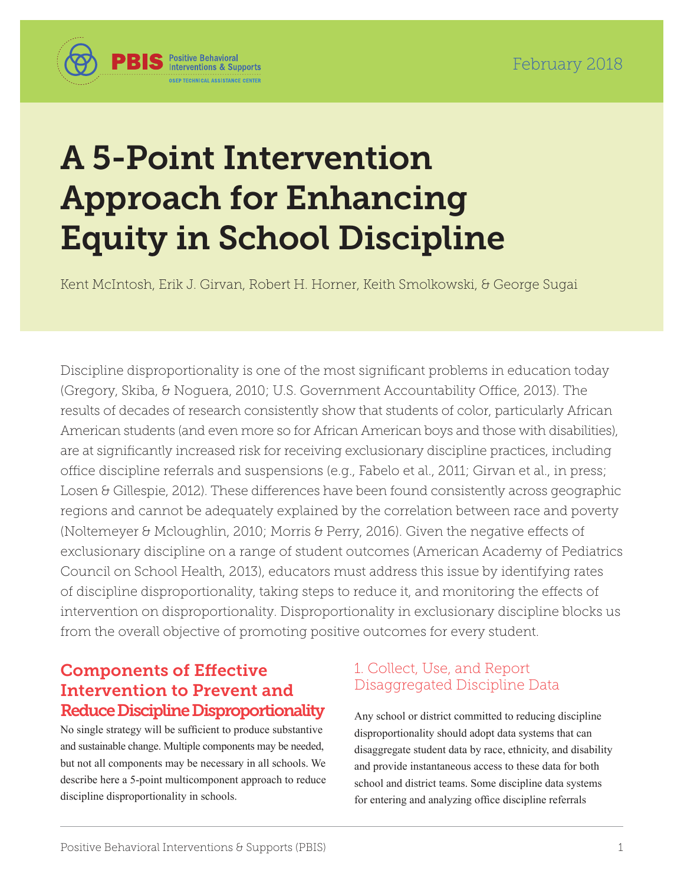PBIS Positive Behavioral Interventions & Supports
OSEP TECHNICAL ASSISTANCE CENTER

February 2018

# A 5-Point Intervention Approach for Enhancing Equity in School Discipline

Kent McIntosh, Erik J. Girvan, Robert H. Horner, Keith Smolkowski, & George Sugai

Discipline disproportionality is one of the most significant problems in education today (Gregory, Skiba, & Noguera, 2010; U.S. Government Accountability Office, 2013). The results of decades of research consistently show that students of color, particularly African American students (and even more so for African American boys and those with disabilities), are at significantly increased risk for receiving exclusionary discipline practices, including office discipline referrals and suspensions (e.g., Fabelo et al., 2011; Girvan et al., in press; Losen & Gillespie, 2012). These differences have been found consistently across geographic regions and cannot be adequately explained by the correlation between race and poverty (Noltemeyer & Mcloughlin, 2010; Morris & Perry, 2016). Given the negative effects of exclusionary discipline on a range of student outcomes (American Academy of Pediatrics Council on School Health, 2013), educators must address this issue by identifying rates of discipline disproportionality, taking steps to reduce it, and monitoring the effects of intervention on disproportionality. Disproportionality in exclusionary discipline blocks us from the overall objective of promoting positive outcomes for every student.

## Components of Effective Intervention to Prevent and Reduce Discipline Disproportionality

No single strategy will be sufficient to produce substantive and sustainable change. Multiple components may be needed, but not all components may be necessary in all schools. We describe here a 5-point multicomponent approach to reduce discipline disproportionality in schools.

### 1. Collect, Use, and Report Disaggregated Discipline Data

Any school or district committed to reducing discipline disproportionality should adopt data systems that can disaggregate student data by race, ethnicity, and disability and provide instantaneous access to these data for both school and district teams. Some discipline data systems for entering and analyzing office discipline referrals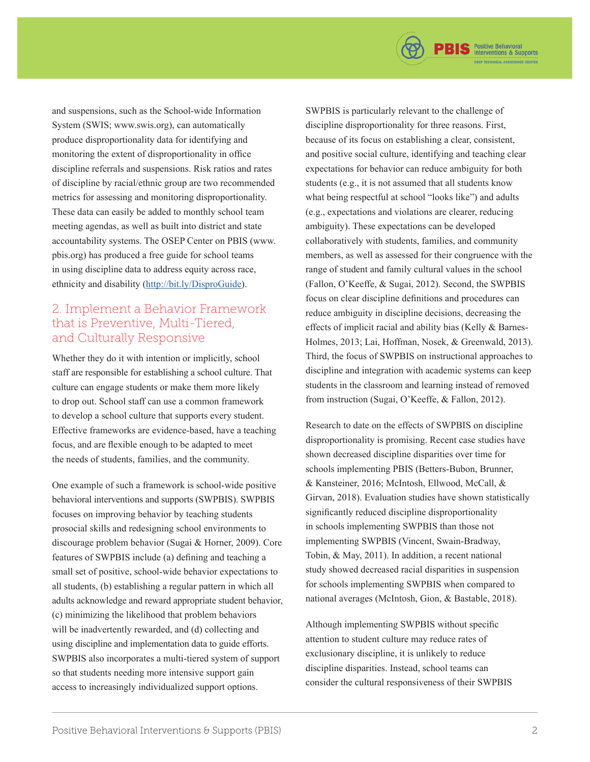and suspensions, such as the School-wide Information System (SWIS; www.swis.org), can automatically produce disproportionality data for identifying and monitoring the extent of disproportionality in office discipline referrals and suspensions. Risk ratios and rates of discipline by racial/ethnic group are two recommended metrics for assessing and monitoring disproportionality. These data can easily be added to monthly school team meeting agendas, as well as built into district and state accountability systems. The OSEP Center on PBIS (www.pbis.org) has produced a free guide for school teams in using discipline data to address equity across race, ethnicity and disability (http://bit.ly/DisproGuide).

## 2. Implement a Behavior Framework that is Preventive, Multi-Tiered, and Culturally Responsive

Whether they do it with intention or implicitly, school staff are responsible for establishing a school culture. That culture can engage students or make them more likely to drop out. School staff can use a common framework to develop a school culture that supports every student. Effective frameworks are evidence-based, have a teaching focus, and are flexible enough to be adapted to meet the needs of students, families, and the community.

One example of such a framework is school-wide positive behavioral interventions and supports (SWPBIS). SWPBIS focuses on improving behavior by teaching students prosocial skills and redesigning school environments to discourage problem behavior (Sugai & Horner, 2009). Core features of SWPBIS include (a) defining and teaching a small set of positive, school-wide behavior expectations to all students, (b) establishing a regular pattern in which all adults acknowledge and reward appropriate student behavior, (c) minimizing the likelihood that problem behaviors will be inadvertently rewarded, and (d) collecting and using discipline and implementation data to guide efforts. SWPBIS also incorporates a multi-tiered system of support so that students needing more intensive support gain access to increasingly individualized support options.

SWPBIS is particularly relevant to the challenge of discipline disproportionality for three reasons. First, because of its focus on establishing a clear, consistent, and positive social culture, identifying and teaching clear expectations for behavior can reduce ambiguity for both students (e.g., it is not assumed that all students know what being respectful at school "looks like") and adults (e.g., expectations and violations are clearer, reducing ambiguity). These expectations can be developed collaboratively with students, families, and community members, as well as assessed for their congruence with the range of student and family cultural values in the school (Fallon, O'Keeffe, & Sugai, 2012). Second, the SWPBIS focus on clear discipline definitions and procedures can reduce ambiguity in discipline decisions, decreasing the effects of implicit racial and ability bias (Kelly & Barnes-Holmes, 2013; Lai, Hoffman, Nosek, & Greenwald, 2013). Third, the focus of SWPBIS on instructional approaches to discipline and integration with academic systems can keep students in the classroom and learning instead of removed from instruction (Sugai, O'Keeffe, & Fallon, 2012).

Research to date on the effects of SWPBIS on discipline disproportionality is promising. Recent case studies have shown decreased discipline disparities over time for schools implementing PBIS (Betters-Bubon, Brunner, & Kansteiner, 2016; McIntosh, Ellwood, McCall, & Girvan, 2018). Evaluation studies have shown statistically significantly reduced discipline disproportionality in schools implementing SWPBIS than those not implementing SWPBIS (Vincent, Swain-Bradway, Tobin, & May, 2011). In addition, a recent national study showed decreased racial disparities in suspension for schools implementing SWPBIS when compared to national averages (McIntosh, Gion, & Bastable, 2018).

Although implementing SWPBIS without specific attention to student culture may reduce rates of exclusionary discipline, it is unlikely to reduce discipline disparities. Instead, school teams can consider the cultural responsiveness of their SWPBIS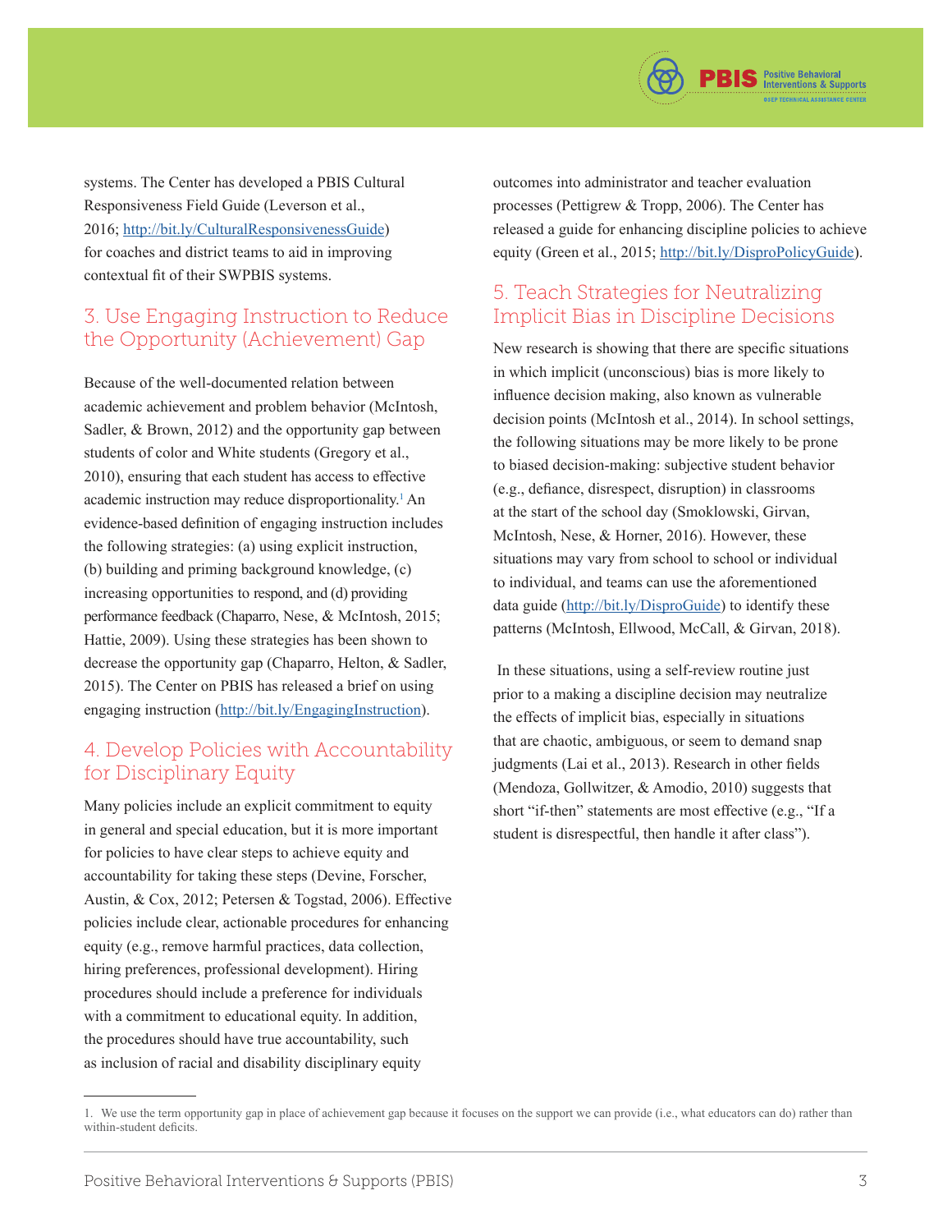systems. The Center has developed a PBIS Cultural Responsiveness Field Guide (Leverson et al., 2016; http://bit.ly/CulturalResponsivenessGuide) for coaches and district teams to aid in improving contextual fit of their SWPBIS systems.

## 3. Use Engaging Instruction to Reduce the Opportunity (Achievement) Gap

Because of the well-documented relation between academic achievement and problem behavior (McIntosh, Sadler, & Brown, 2012) and the opportunity gap between students of color and White students (Gregory et al., 2010), ensuring that each student has access to effective academic instruction may reduce disproportionality.[1] An evidence-based definition of engaging instruction includes the following strategies: (a) using explicit instruction, (b) building and priming background knowledge, (c) increasing opportunities to respond, and (d) providing performance feedback (Chaparro, Nese, & McIntosh, 2015; Hattie, 2009). Using these strategies has been shown to decrease the opportunity gap (Chaparro, Helton, & Sadler, 2015). The Center on PBIS has released a brief on using engaging instruction (http://bit.ly/EngagingInstruction).

## 4. Develop Policies with Accountability for Disciplinary Equity

Many policies include an explicit commitment to equity in general and special education, but it is more important for policies to have clear steps to achieve equity and accountability for taking these steps (Devine, Forscher, Austin, & Cox, 2012; Petersen & Togstad, 2006). Effective policies include clear, actionable procedures for enhancing equity (e.g., remove harmful practices, data collection, hiring preferences, professional development). Hiring procedures should include a preference for individuals with a commitment to educational equity. In addition, the procedures should have true accountability, such as inclusion of racial and disability disciplinary equity outcomes into administrator and teacher evaluation processes (Pettigrew & Tropp, 2006). The Center has released a guide for enhancing discipline policies to achieve equity (Green et al., 2015; http://bit.ly/DisproPolicyGuide).

## 5. Teach Strategies for Neutralizing Implicit Bias in Discipline Decisions

New research is showing that there are specific situations in which implicit (unconscious) bias is more likely to influence decision making, also known as vulnerable decision points (McIntosh et al., 2014). In school settings, the following situations may be more likely to be prone to biased decision-making: subjective student behavior (e.g., defiance, disrespect, disruption) in classrooms at the start of the school day (Smoklowski, Girvan, McIntosh, Nese, & Horner, 2016). However, these situations may vary from school to school or individual to individual, and teams can use the aforementioned data guide (http://bit.ly/DisproGuide) to identify these patterns (McIntosh, Ellwood, McCall, & Girvan, 2018).

In these situations, using a self-review routine just prior to a making a discipline decision may neutralize the effects of implicit bias, especially in situations that are chaotic, ambiguous, or seem to demand snap judgments (Lai et al., 2013). Research in other fields (Mendoza, Gollwitzer, & Amodio, 2010) suggests that short "if-then" statements are most effective (e.g., "If a student is disrespectful, then handle it after class").

---

1. We use the term opportunity gap in place of achievement gap because it focuses on the support we can provide (i.e., what educators can do) rather than within-student deficits.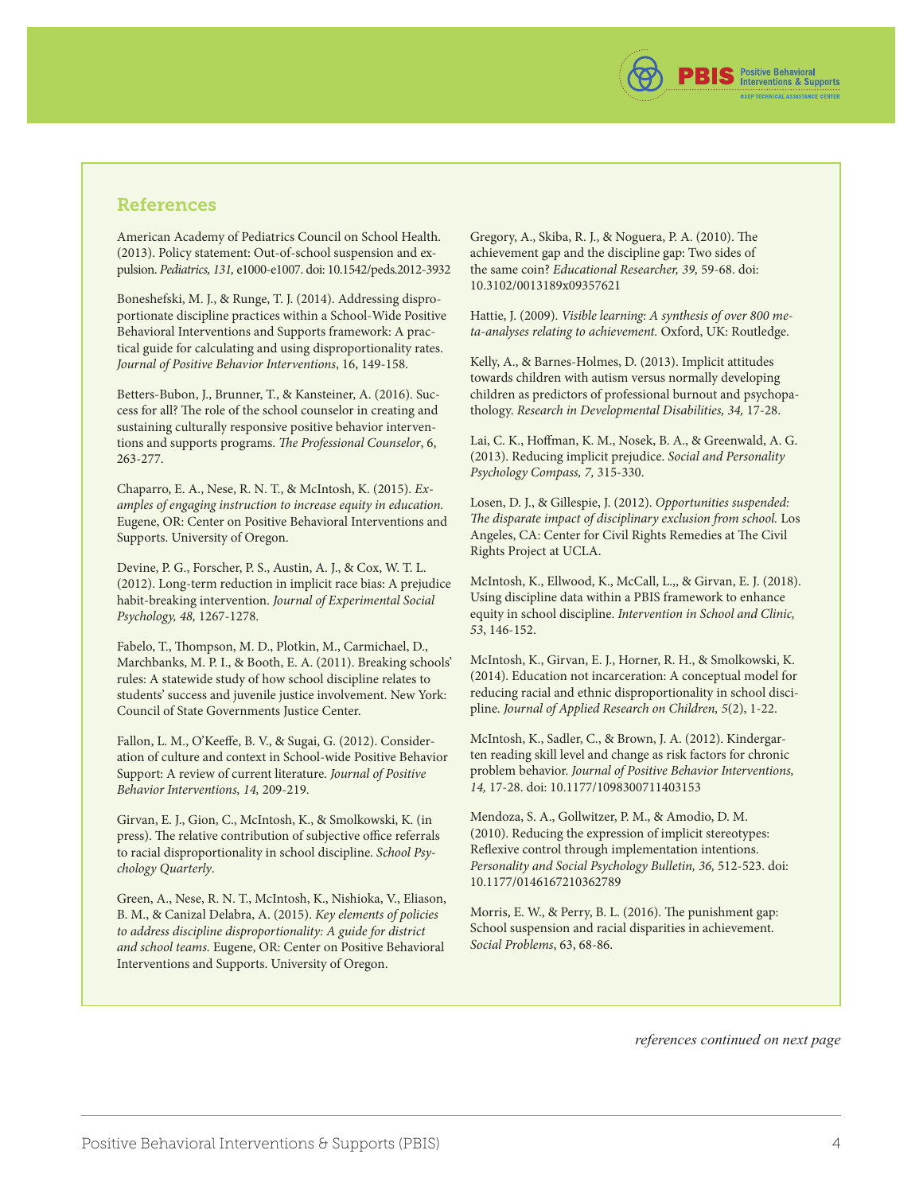## References

American Academy of Pediatrics Council on School Health. (2013). Policy statement: Out-of-school suspension and expulsion. *Pediatrics, 131,* e1000-e1007. doi: 10.1542/peds.2012-3932

Boneshefski, M. J., & Runge, T. J. (2014). Addressing disproportionate discipline practices within a School-Wide Positive Behavioral Interventions and Supports framework: A practical guide for calculating and using disproportionality rates. *Journal of Positive Behavior Interventions*, 16, 149-158.

Betters-Bubon, J., Brunner, T., & Kansteiner, A. (2016). Success for all? The role of the school counselor in creating and sustaining culturally responsive positive behavior interventions and supports programs. *The Professional Counselor*, 6, 263-277.

Chaparro, E. A., Nese, R. N. T., & McIntosh, K. (2015). *Examples of engaging instruction to increase equity in education.* Eugene, OR: Center on Positive Behavioral Interventions and Supports. University of Oregon.

Devine, P. G., Forscher, P. S., Austin, A. J., & Cox, W. T. L. (2012). Long-term reduction in implicit race bias: A prejudice habit-breaking intervention. *Journal of Experimental Social Psychology, 48,* 1267-1278.

Fabelo, T., Thompson, M. D., Plotkin, M., Carmichael, D., Marchbanks, M. P. I., & Booth, E. A. (2011). Breaking schools' rules: A statewide study of how school discipline relates to students' success and juvenile justice involvement. New York: Council of State Governments Justice Center.

Fallon, L. M., O'Keeffe, B. V., & Sugai, G. (2012). Consideration of culture and context in School-wide Positive Behavior Support: A review of current literature. *Journal of Positive Behavior Interventions, 14,* 209-219.

Girvan, E. J., Gion, C., McIntosh, K., & Smolkowski, K. (in press). The relative contribution of subjective office referrals to racial disproportionality in school discipline. *School Psychology Quarterly*.

Green, A., Nese, R. N. T., McIntosh, K., Nishioka, V., Eliason, B. M., & Canizal Delabra, A. (2015). *Key elements of policies to address discipline disproportionality: A guide for district and school teams.* Eugene, OR: Center on Positive Behavioral Interventions and Supports. University of Oregon.

Gregory, A., Skiba, R. J., & Noguera, P. A. (2010). The achievement gap and the discipline gap: Two sides of the same coin? *Educational Researcher, 39,* 59-68. doi: 10.3102/0013189x09357621

Hattie, J. (2009). *Visible learning: A synthesis of over 800 meta-analyses relating to achievement.* Oxford, UK: Routledge.

Kelly, A., & Barnes-Holmes, D. (2013). Implicit attitudes towards children with autism versus normally developing children as predictors of professional burnout and psychopathology. *Research in Developmental Disabilities, 34,* 17-28.

Lai, C. K., Hoffman, K. M., Nosek, B. A., & Greenwald, A. G. (2013). Reducing implicit prejudice. *Social and Personality Psychology Compass, 7,* 315-330.

Losen, D. J., & Gillespie, J. (2012). *Opportunities suspended: The disparate impact of disciplinary exclusion from school.* Los Angeles, CA: Center for Civil Rights Remedies at The Civil Rights Project at UCLA.

McIntosh, K., Ellwood, K., McCall, L.,, & Girvan, E. J. (2018). Using discipline data within a PBIS framework to enhance equity in school discipline. *Intervention in School and Clinic, 53*, 146-152.

McIntosh, K., Girvan, E. J., Horner, R. H., & Smolkowski, K. (2014). Education not incarceration: A conceptual model for reducing racial and ethnic disproportionality in school discipline. *Journal of Applied Research on Children, 5*(2), 1-22.

McIntosh, K., Sadler, C., & Brown, J. A. (2012). Kindergarten reading skill level and change as risk factors for chronic problem behavior. *Journal of Positive Behavior Interventions, 14,* 17-28. doi: 10.1177/1098300711403153

Mendoza, S. A., Gollwitzer, P. M., & Amodio, D. M. (2010). Reducing the expression of implicit stereotypes: Reflexive control through implementation intentions. *Personality and Social Psychology Bulletin, 36,* 512-523. doi: 10.1177/0146167210362789

Morris, E. W., & Perry, B. L. (2016). The punishment gap: School suspension and racial disparities in achievement. *Social Problems*, 63, 68-86.

*references continued on next page*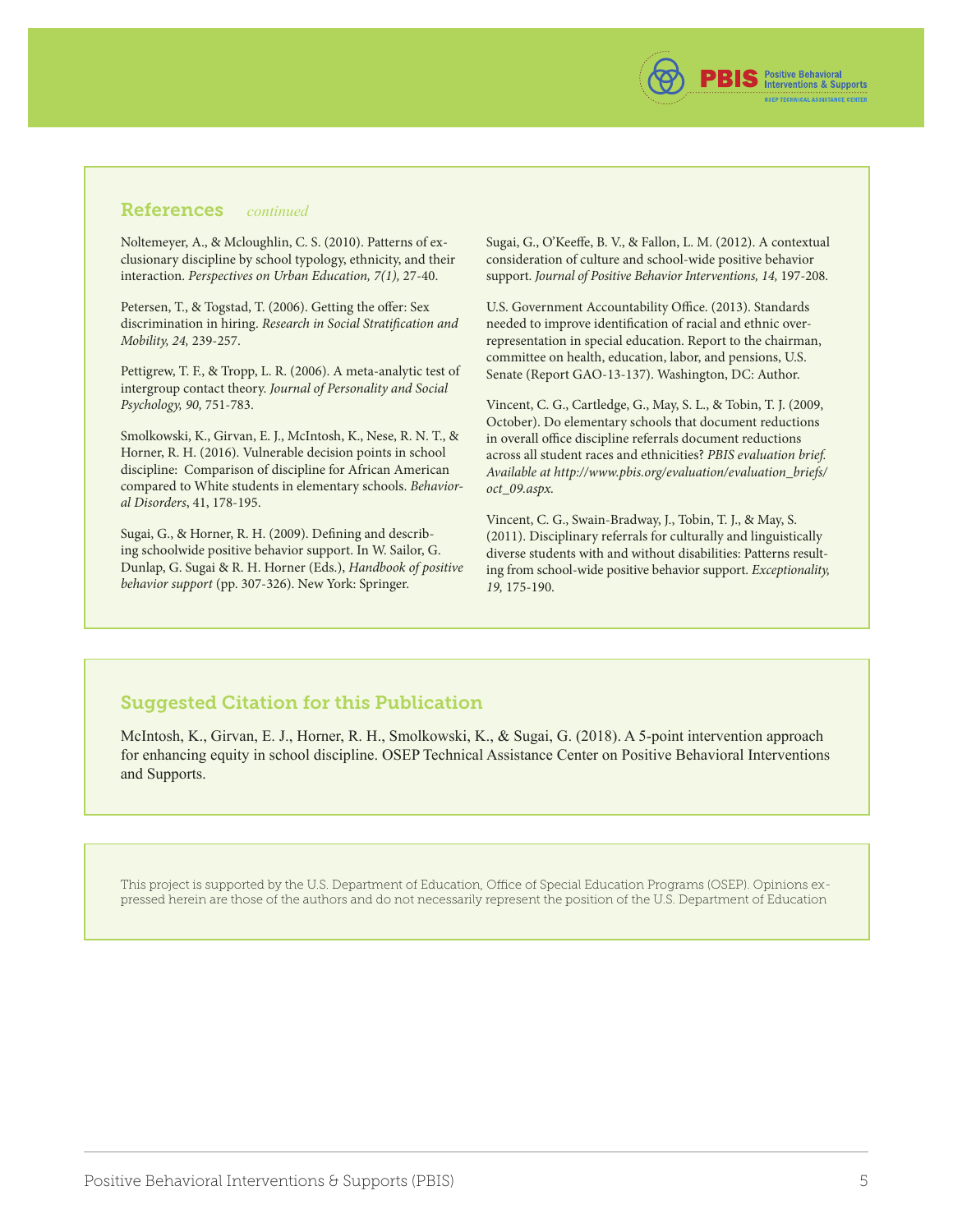## References *continued*

Noltemeyer, A., & Mcloughlin, C. S. (2010). Patterns of exclusionary discipline by school typology, ethnicity, and their interaction. *Perspectives on Urban Education, 7(1),* 27-40.

Petersen, T., & Togstad, T. (2006). Getting the offer: Sex discrimination in hiring. *Research in Social Stratification and Mobility, 24,* 239-257.

Pettigrew, T. F., & Tropp, L. R. (2006). A meta-analytic test of intergroup contact theory. *Journal of Personality and Social Psychology, 90,* 751-783.

Smolkowski, K., Girvan, E. J., McIntosh, K., Nese, R. N. T., & Horner, R. H. (2016). Vulnerable decision points in school discipline: Comparison of discipline for African American compared to White students in elementary schools. *Behavioral Disorders*, 41, 178-195.

Sugai, G., & Horner, R. H. (2009). Defining and describing schoolwide positive behavior support. In W. Sailor, G. Dunlap, G. Sugai & R. H. Horner (Eds.), *Handbook of positive behavior support* (pp. 307-326). New York: Springer.

Sugai, G., O'Keeffe, B. V., & Fallon, L. M. (2012). A contextual consideration of culture and school-wide positive behavior support. *Journal of Positive Behavior Interventions, 14,* 197-208.

U.S. Government Accountability Office. (2013). Standards needed to improve identification of racial and ethnic overrepresentation in special education. Report to the chairman, committee on health, education, labor, and pensions, U.S. Senate (Report GAO-13-137). Washington, DC: Author.

Vincent, C. G., Cartledge, G., May, S. L., & Tobin, T. J. (2009, October). Do elementary schools that document reductions in overall office discipline referrals document reductions across all student races and ethnicities? *PBIS evaluation brief. Available at http://www.pbis.org/evaluation/evaluation_briefs/oct_09.aspx.*

Vincent, C. G., Swain-Bradway, J., Tobin, T. J., & May, S. (2011). Disciplinary referrals for culturally and linguistically diverse students with and without disabilities: Patterns resulting from school-wide positive behavior support. *Exceptionality, 19,* 175-190.

## Suggested Citation for this Publication

McIntosh, K., Girvan, E. J., Horner, R. H., Smolkowski, K., & Sugai, G. (2018). A 5-point intervention approach for enhancing equity in school discipline. OSEP Technical Assistance Center on Positive Behavioral Interventions and Supports.

This project is supported by the U.S. Department of Education, Office of Special Education Programs (OSEP). Opinions expressed herein are those of the authors and do not necessarily represent the position of the U.S. Department of Education